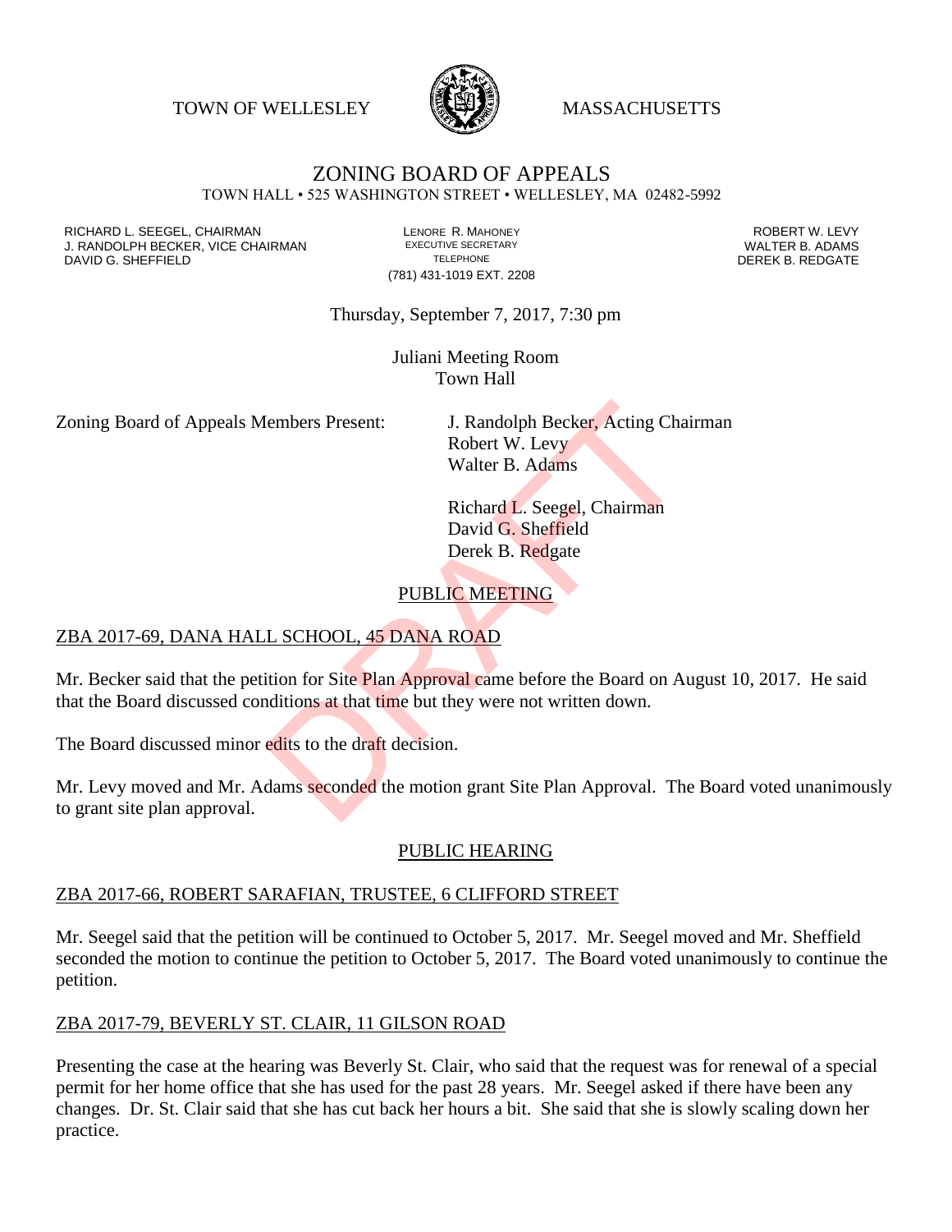TOWN OF WELLESLEY MASSACHUSETTS

# ZONING BOARD OF APPEALS

TOWN HALL • 525 WASHINGTON STREET • WELLESLEY, MA 02482-5992

RICHARD L. SEEGEL, CHAIRMAN
J. RANDOLPH BECKER, VICE CHAIRMAN
DAVID G. SHEFFIELD

LENORE R. MAHONEY
EXECUTIVE SECRETARY
TELEPHONE
(781) 431-1019 EXT. 2208

ROBERT W. LEVY
WALTER B. ADAMS
DEREK B. REDGATE

Thursday, September 7, 2017, 7:30 pm

Juliani Meeting Room
Town Hall

Zoning Board of Appeals Members Present:

J. Randolph Becker, Acting Chairman
Robert W. Levy
Walter B. Adams

Richard L. Seegel, Chairman
David G. Sheffield
Derek B. Redgate

## PUBLIC MEETING

### ZBA 2017-69, DANA HALL SCHOOL, 45 DANA ROAD

Mr. Becker said that the petition for Site Plan Approval came before the Board on August 10, 2017. He said that the Board discussed conditions at that time but they were not written down.

The Board discussed minor edits to the draft decision.

Mr. Levy moved and Mr. Adams seconded the motion grant Site Plan Approval. The Board voted unanimously to grant site plan approval.

## PUBLIC HEARING

### ZBA 2017-66, ROBERT SARAFIAN, TRUSTEE, 6 CLIFFORD STREET

Mr. Seegel said that the petition will be continued to October 5, 2017. Mr. Seegel moved and Mr. Sheffield seconded the motion to continue the petition to October 5, 2017. The Board voted unanimously to continue the petition.

### ZBA 2017-79, BEVERLY ST. CLAIR, 11 GILSON ROAD

Presenting the case at the hearing was Beverly St. Clair, who said that the request was for renewal of a special permit for her home office that she has used for the past 28 years. Mr. Seegel asked if there have been any changes. Dr. St. Clair said that she has cut back her hours a bit. She said that she is slowly scaling down her practice.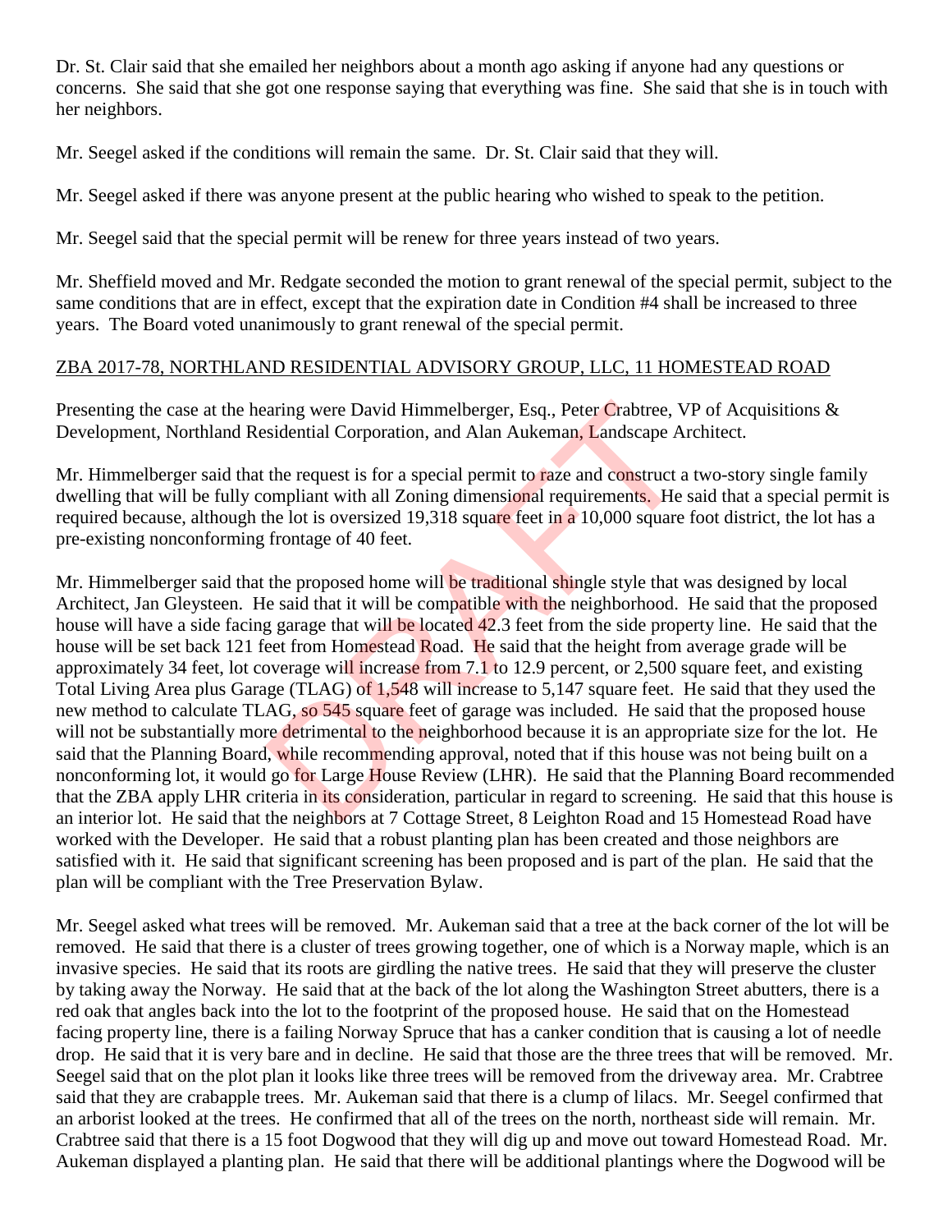Dr. St. Clair said that she emailed her neighbors about a month ago asking if anyone had any questions or concerns. She said that she got one response saying that everything was fine. She said that she is in touch with her neighbors.

Mr. Seegel asked if the conditions will remain the same. Dr. St. Clair said that they will.

Mr. Seegel asked if there was anyone present at the public hearing who wished to speak to the petition.

Mr. Seegel said that the special permit will be renew for three years instead of two years.

Mr. Sheffield moved and Mr. Redgate seconded the motion to grant renewal of the special permit, subject to the same conditions that are in effect, except that the expiration date in Condition #4 shall be increased to three years. The Board voted unanimously to grant renewal of the special permit.

<u>ZBA 2017-78, NORTHLAND RESIDENTIAL ADVISORY GROUP, LLC, 11 HOMESTEAD ROAD</u>

Presenting the case at the hearing were David Himmelberger, Esq., Peter Crabtree, VP of Acquisitions & Development, Northland Residential Corporation, and Alan Aukeman, Landscape Architect.

Mr. Himmelberger said that the request is for a special permit to raze and construct a two-story single family dwelling that will be fully compliant with all Zoning dimensional requirements. He said that a special permit is required because, although the lot is oversized 19,318 square feet in a 10,000 square foot district, the lot has a pre-existing nonconforming frontage of 40 feet.

Mr. Himmelberger said that the proposed home will be traditional shingle style that was designed by local Architect, Jan Gleysteen. He said that it will be compatible with the neighborhood. He said that the proposed house will have a side facing garage that will be located 42.3 feet from the side property line. He said that the house will be set back 121 feet from Homestead Road. He said that the height from average grade will be approximately 34 feet, lot coverage will increase from 7.1 to 12.9 percent, or 2,500 square feet, and existing Total Living Area plus Garage (TLAG) of 1,548 will increase to 5,147 square feet. He said that they used the new method to calculate TLAG, so 545 square feet of garage was included. He said that the proposed house will not be substantially more detrimental to the neighborhood because it is an appropriate size for the lot. He said that the Planning Board, while recommending approval, noted that if this house was not being built on a nonconforming lot, it would go for Large House Review (LHR). He said that the Planning Board recommended that the ZBA apply LHR criteria in its consideration, particular in regard to screening. He said that this house is an interior lot. He said that the neighbors at 7 Cottage Street, 8 Leighton Road and 15 Homestead Road have worked with the Developer. He said that a robust planting plan has been created and those neighbors are satisfied with it. He said that significant screening has been proposed and is part of the plan. He said that the plan will be compliant with the Tree Preservation Bylaw.

Mr. Seegel asked what trees will be removed. Mr. Aukeman said that a tree at the back corner of the lot will be removed. He said that there is a cluster of trees growing together, one of which is a Norway maple, which is an invasive species. He said that its roots are girdling the native trees. He said that they will preserve the cluster by taking away the Norway. He said that at the back of the lot along the Washington Street abutters, there is a red oak that angles back into the lot to the footprint of the proposed house. He said that on the Homestead facing property line, there is a failing Norway Spruce that has a canker condition that is causing a lot of needle drop. He said that it is very bare and in decline. He said that those are the three trees that will be removed. Mr. Seegel said that on the plot plan it looks like three trees will be removed from the driveway area. Mr. Crabtree said that they are crabapple trees. Mr. Aukeman said that there is a clump of lilacs. Mr. Seegel confirmed that an arborist looked at the trees. He confirmed that all of the trees on the north, northeast side will remain. Mr. Crabtree said that there is a 15 foot Dogwood that they will dig up and move out toward Homestead Road. Mr. Aukeman displayed a planting plan. He said that there will be additional plantings where the Dogwood will be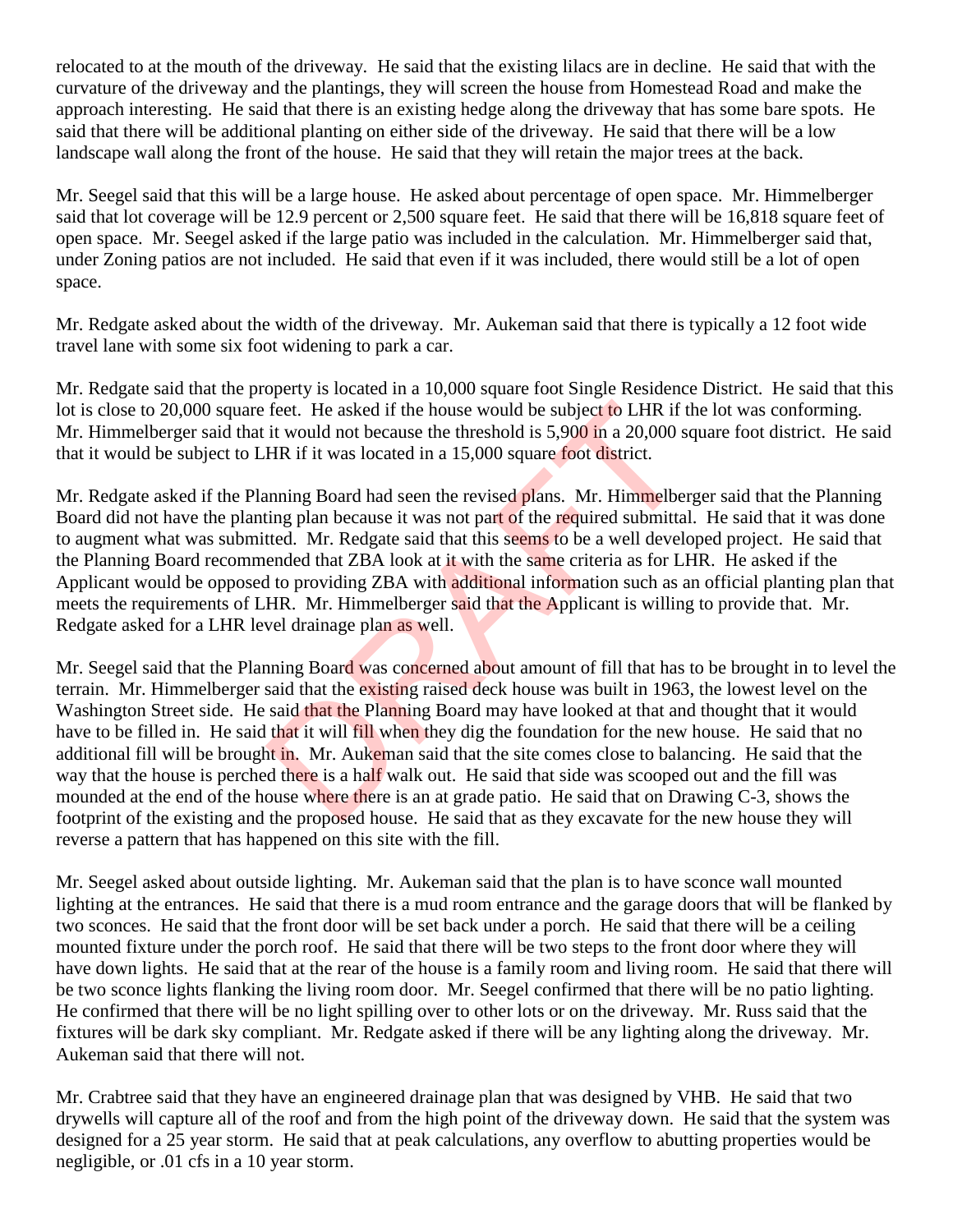relocated to at the mouth of the driveway. He said that the existing lilacs are in decline. He said that with the curvature of the driveway and the plantings, they will screen the house from Homestead Road and make the approach interesting. He said that there is an existing hedge along the driveway that has some bare spots. He said that there will be additional planting on either side of the driveway. He said that there will be a low landscape wall along the front of the house. He said that they will retain the major trees at the back.

Mr. Seegel said that this will be a large house. He asked about percentage of open space. Mr. Himmelberger said that lot coverage will be 12.9 percent or 2,500 square feet. He said that there will be 16,818 square feet of open space. Mr. Seegel asked if the large patio was included in the calculation. Mr. Himmelberger said that, under Zoning patios are not included. He said that even if it was included, there would still be a lot of open space.

Mr. Redgate asked about the width of the driveway. Mr. Aukeman said that there is typically a 12 foot wide travel lane with some six foot widening to park a car.

Mr. Redgate said that the property is located in a 10,000 square foot Single Residence District. He said that this lot is close to 20,000 square feet. He asked if the house would be subject to LHR if the lot was conforming. Mr. Himmelberger said that it would not because the threshold is 5,900 in a 20,000 square foot district. He said that it would be subject to LHR if it was located in a 15,000 square foot district.

Mr. Redgate asked if the Planning Board had seen the revised plans. Mr. Himmelberger said that the Planning Board did not have the planting plan because it was not part of the required submittal. He said that it was done to augment what was submitted. Mr. Redgate said that this seems to be a well developed project. He said that the Planning Board recommended that ZBA look at it with the same criteria as for LHR. He asked if the Applicant would be opposed to providing ZBA with additional information such as an official planting plan that meets the requirements of LHR. Mr. Himmelberger said that the Applicant is willing to provide that. Mr. Redgate asked for a LHR level drainage plan as well.

Mr. Seegel said that the Planning Board was concerned about amount of fill that has to be brought in to level the terrain. Mr. Himmelberger said that the existing raised deck house was built in 1963, the lowest level on the Washington Street side. He said that the Planning Board may have looked at that and thought that it would have to be filled in. He said that it will fill when they dig the foundation for the new house. He said that no additional fill will be brought in. Mr. Aukeman said that the site comes close to balancing. He said that the way that the house is perched there is a half walk out. He said that side was scooped out and the fill was mounded at the end of the house where there is an at grade patio. He said that on Drawing C-3, shows the footprint of the existing and the proposed house. He said that as they excavate for the new house they will reverse a pattern that has happened on this site with the fill.

Mr. Seegel asked about outside lighting. Mr. Aukeman said that the plan is to have sconce wall mounted lighting at the entrances. He said that there is a mud room entrance and the garage doors that will be flanked by two sconces. He said that the front door will be set back under a porch. He said that there will be a ceiling mounted fixture under the porch roof. He said that there will be two steps to the front door where they will have down lights. He said that at the rear of the house is a family room and living room. He said that there will be two sconce lights flanking the living room door. Mr. Seegel confirmed that there will be no patio lighting. He confirmed that there will be no light spilling over to other lots or on the driveway. Mr. Russ said that the fixtures will be dark sky compliant. Mr. Redgate asked if there will be any lighting along the driveway. Mr. Aukeman said that there will not.

Mr. Crabtree said that they have an engineered drainage plan that was designed by VHB. He said that two drywells will capture all of the roof and from the high point of the driveway down. He said that the system was designed for a 25 year storm. He said that at peak calculations, any overflow to abutting properties would be negligible, or .01 cfs in a 10 year storm.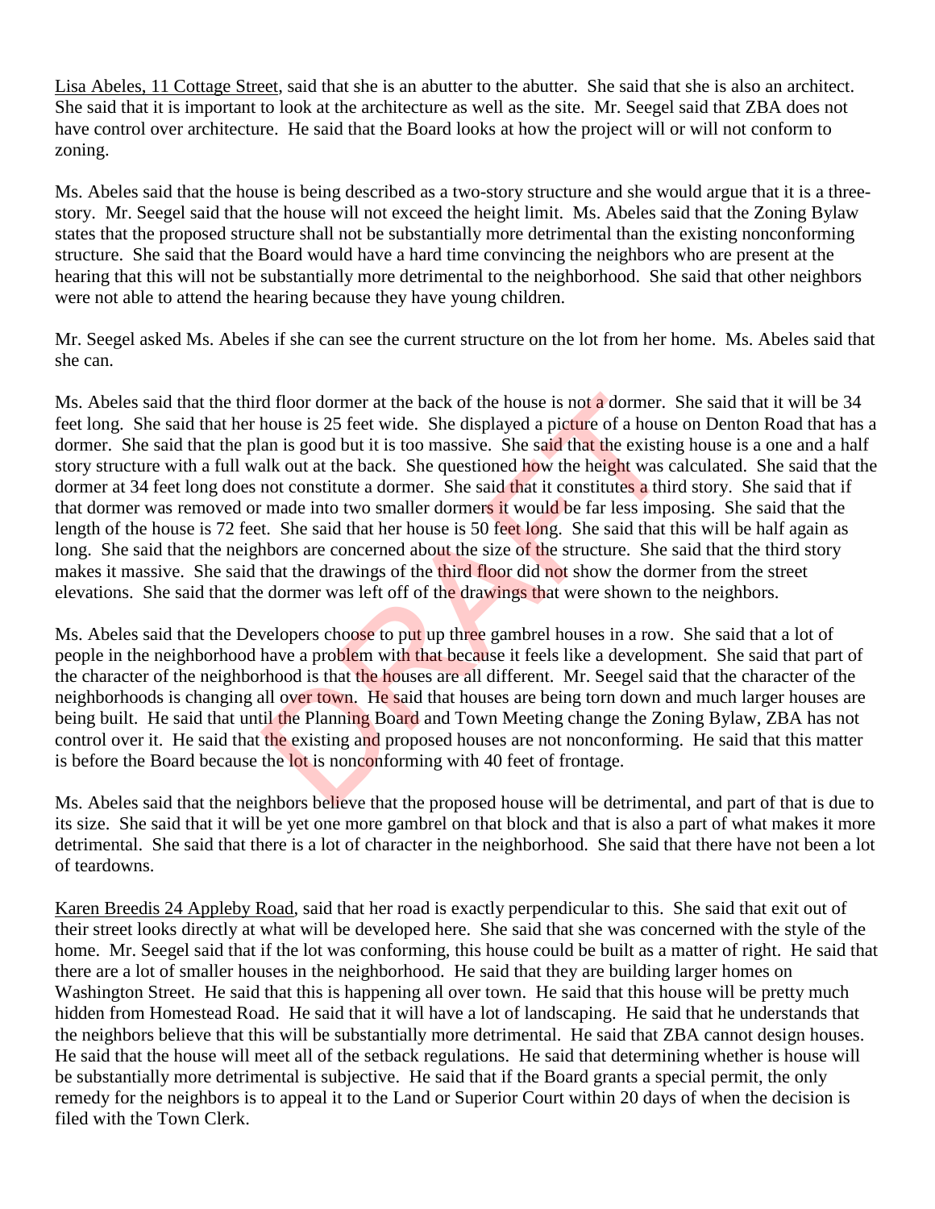Lisa Abeles, 11 Cottage Street, said that she is an abutter to the abutter. She said that she is also an architect. She said that it is important to look at the architecture as well as the site. Mr. Seegel said that ZBA does not have control over architecture. He said that the Board looks at how the project will or will not conform to zoning.

Ms. Abeles said that the house is being described as a two-story structure and she would argue that it is a three-story. Mr. Seegel said that the house will not exceed the height limit. Ms. Abeles said that the Zoning Bylaw states that the proposed structure shall not be substantially more detrimental than the existing nonconforming structure. She said that the Board would have a hard time convincing the neighbors who are present at the hearing that this will not be substantially more detrimental to the neighborhood. She said that other neighbors were not able to attend the hearing because they have young children.

Mr. Seegel asked Ms. Abeles if she can see the current structure on the lot from her home. Ms. Abeles said that she can.

Ms. Abeles said that the third floor dormer at the back of the house is not a dormer. She said that it will be 34 feet long. She said that her house is 25 feet wide. She displayed a picture of a house on Denton Road that has a dormer. She said that the plan is good but it is too massive. She said that the existing house is a one and a half story structure with a full walk out at the back. She questioned how the height was calculated. She said that the dormer at 34 feet long does not constitute a dormer. She said that it constitutes a third story. She said that if that dormer was removed or made into two smaller dormers it would be far less imposing. She said that the length of the house is 72 feet. She said that her house is 50 feet long. She said that this will be half again as long. She said that the neighbors are concerned about the size of the structure. She said that the third story makes it massive. She said that the drawings of the third floor did not show the dormer from the street elevations. She said that the dormer was left off of the drawings that were shown to the neighbors.

Ms. Abeles said that the Developers choose to put up three gambrel houses in a row. She said that a lot of people in the neighborhood have a problem with that because it feels like a development. She said that part of the character of the neighborhood is that the houses are all different. Mr. Seegel said that the character of the neighborhoods is changing all over town. He said that houses are being torn down and much larger houses are being built. He said that until the Planning Board and Town Meeting change the Zoning Bylaw, ZBA has not control over it. He said that the existing and proposed houses are not nonconforming. He said that this matter is before the Board because the lot is nonconforming with 40 feet of frontage.

Ms. Abeles said that the neighbors believe that the proposed house will be detrimental, and part of that is due to its size. She said that it will be yet one more gambrel on that block and that is also a part of what makes it more detrimental. She said that there is a lot of character in the neighborhood. She said that there have not been a lot of teardowns.

Karen Breedis 24 Appleby Road, said that her road is exactly perpendicular to this. She said that exit out of their street looks directly at what will be developed here. She said that she was concerned with the style of the home. Mr. Seegel said that if the lot was conforming, this house could be built as a matter of right. He said that there are a lot of smaller houses in the neighborhood. He said that they are building larger homes on Washington Street. He said that this is happening all over town. He said that this house will be pretty much hidden from Homestead Road. He said that it will have a lot of landscaping. He said that he understands that the neighbors believe that this will be substantially more detrimental. He said that ZBA cannot design houses. He said that the house will meet all of the setback regulations. He said that determining whether is house will be substantially more detrimental is subjective. He said that if the Board grants a special permit, the only remedy for the neighbors is to appeal it to the Land or Superior Court within 20 days of when the decision is filed with the Town Clerk.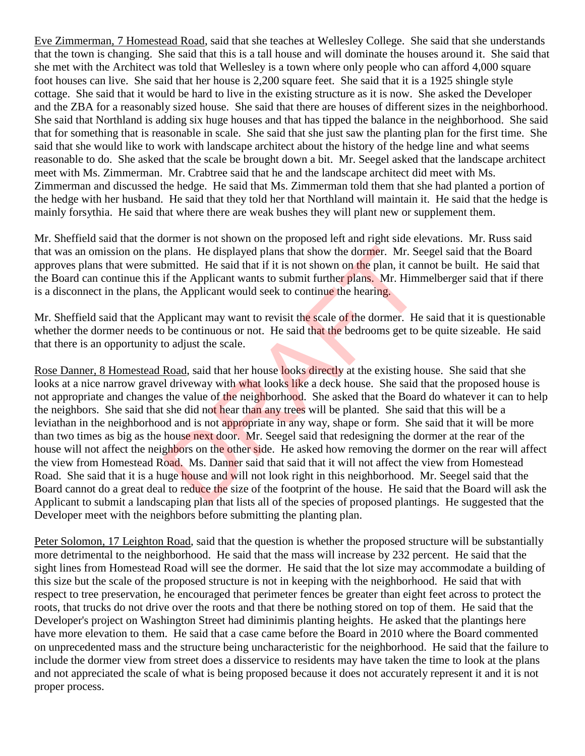Eve Zimmerman, 7 Homestead Road, said that she teaches at Wellesley College. She said that she understands that the town is changing. She said that this is a tall house and will dominate the houses around it. She said that she met with the Architect was told that Wellesley is a town where only people who can afford 4,000 square foot houses can live. She said that her house is 2,200 square feet. She said that it is a 1925 shingle style cottage. She said that it would be hard to live in the existing structure as it is now. She asked the Developer and the ZBA for a reasonably sized house. She said that there are houses of different sizes in the neighborhood. She said that Northland is adding six huge houses and that has tipped the balance in the neighborhood. She said that for something that is reasonable in scale. She said that she just saw the planting plan for the first time. She said that she would like to work with landscape architect about the history of the hedge line and what seems reasonable to do. She asked that the scale be brought down a bit. Mr. Seegel asked that the landscape architect meet with Ms. Zimmerman. Mr. Crabtree said that he and the landscape architect did meet with Ms. Zimmerman and discussed the hedge. He said that Ms. Zimmerman told them that she had planted a portion of the hedge with her husband. He said that they told her that Northland will maintain it. He said that the hedge is mainly forsythia. He said that where there are weak bushes they will plant new or supplement them.

Mr. Sheffield said that the dormer is not shown on the proposed left and right side elevations. Mr. Russ said that was an omission on the plans. He displayed plans that show the dormer. Mr. Seegel said that the Board approves plans that were submitted. He said that if it is not shown on the plan, it cannot be built. He said that the Board can continue this if the Applicant wants to submit further plans. Mr. Himmelberger said that if there is a disconnect in the plans, the Applicant would seek to continue the hearing.

Mr. Sheffield said that the Applicant may want to revisit the scale of the dormer. He said that it is questionable whether the dormer needs to be continuous or not. He said that the bedrooms get to be quite sizeable. He said that there is an opportunity to adjust the scale.

Rose Danner, 8 Homestead Road, said that her house looks directly at the existing house. She said that she looks at a nice narrow gravel driveway with what looks like a deck house. She said that the proposed house is not appropriate and changes the value of the neighborhood. She asked that the Board do whatever it can to help the neighbors. She said that she did not hear than any trees will be planted. She said that this will be a leviathan in the neighborhood and is not appropriate in any way, shape or form. She said that it will be more than two times as big as the house next door. Mr. Seegel said that redesigning the dormer at the rear of the house will not affect the neighbors on the other side. He asked how removing the dormer on the rear will affect the view from Homestead Road. Ms. Danner said that said that it will not affect the view from Homestead Road. She said that it is a huge house and will not look right in this neighborhood. Mr. Seegel said that the Board cannot do a great deal to reduce the size of the footprint of the house. He said that the Board will ask the Applicant to submit a landscaping plan that lists all of the species of proposed plantings. He suggested that the Developer meet with the neighbors before submitting the planting plan.

Peter Solomon, 17 Leighton Road, said that the question is whether the proposed structure will be substantially more detrimental to the neighborhood. He said that the mass will increase by 232 percent. He said that the sight lines from Homestead Road will see the dormer. He said that the lot size may accommodate a building of this size but the scale of the proposed structure is not in keeping with the neighborhood. He said that with respect to tree preservation, he encouraged that perimeter fences be greater than eight feet across to protect the roots, that trucks do not drive over the roots and that there be nothing stored on top of them. He said that the Developer's project on Washington Street had diminimis planting heights. He asked that the plantings here have more elevation to them. He said that a case came before the Board in 2010 where the Board commented on unprecedented mass and the structure being uncharacteristic for the neighborhood. He said that the failure to include the dormer view from street does a disservice to residents may have taken the time to look at the plans and not appreciated the scale of what is being proposed because it does not accurately represent it and it is not proper process.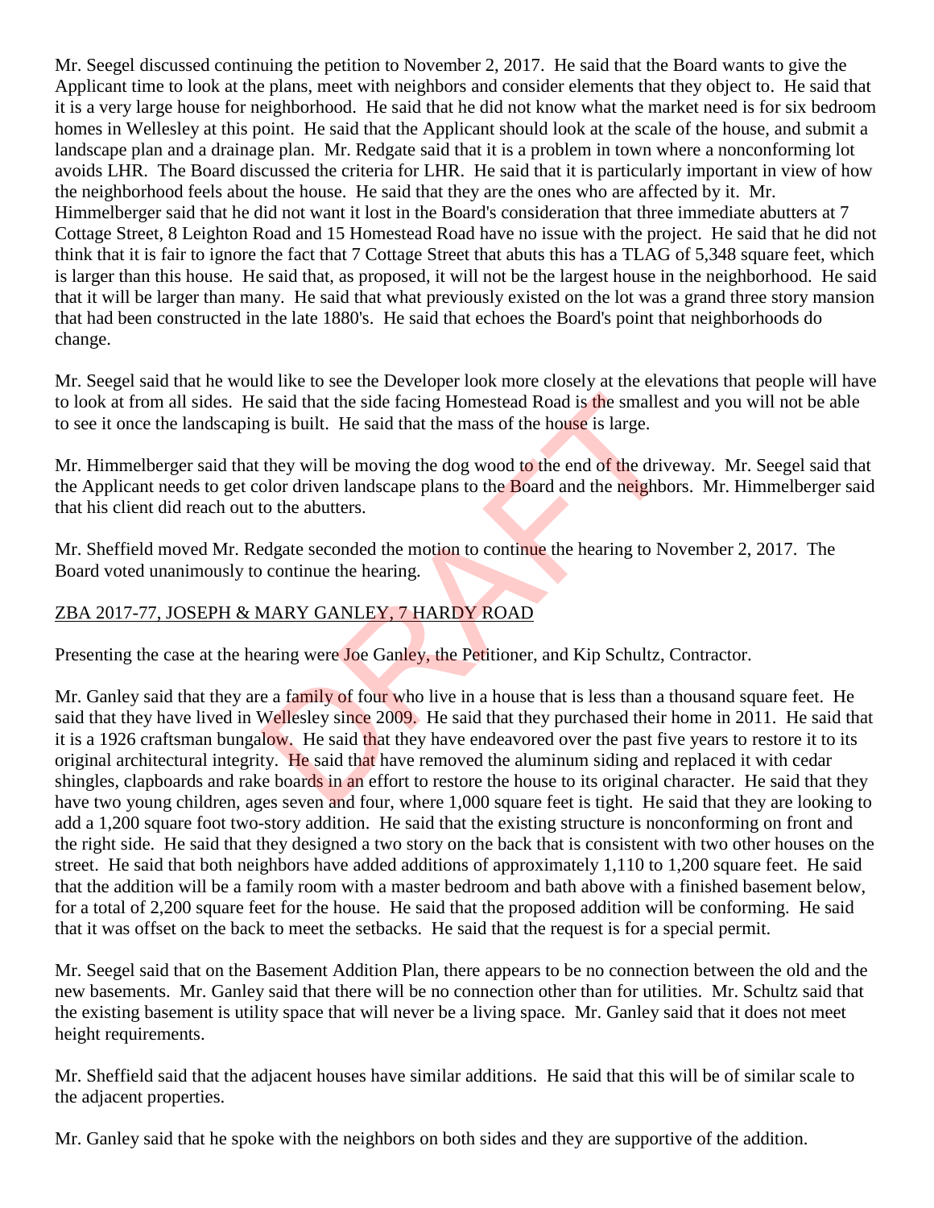Mr. Seegel discussed continuing the petition to November 2, 2017. He said that the Board wants to give the Applicant time to look at the plans, meet with neighbors and consider elements that they object to. He said that it is a very large house for neighborhood. He said that he did not know what the market need is for six bedroom homes in Wellesley at this point. He said that the Applicant should look at the scale of the house, and submit a landscape plan and a drainage plan. Mr. Redgate said that it is a problem in town where a nonconforming lot avoids LHR. The Board discussed the criteria for LHR. He said that it is particularly important in view of how the neighborhood feels about the house. He said that they are the ones who are affected by it. Mr. Himmelberger said that he did not want it lost in the Board's consideration that three immediate abutters at 7 Cottage Street, 8 Leighton Road and 15 Homestead Road have no issue with the project. He said that he did not think that it is fair to ignore the fact that 7 Cottage Street that abuts this has a TLAG of 5,348 square feet, which is larger than this house. He said that, as proposed, it will not be the largest house in the neighborhood. He said that it will be larger than many. He said that what previously existed on the lot was a grand three story mansion that had been constructed in the late 1880's. He said that echoes the Board's point that neighborhoods do change.

Mr. Seegel said that he would like to see the Developer look more closely at the elevations that people will have to look at from all sides. He said that the side facing Homestead Road is the smallest and you will not be able to see it once the landscaping is built. He said that the mass of the house is large.

Mr. Himmelberger said that they will be moving the dog wood to the end of the driveway. Mr. Seegel said that the Applicant needs to get color driven landscape plans to the Board and the neighbors. Mr. Himmelberger said that his client did reach out to the abutters.

Mr. Sheffield moved Mr. Redgate seconded the motion to continue the hearing to November 2, 2017. The Board voted unanimously to continue the hearing.

<u>ZBA 2017-77, JOSEPH & MARY GANLEY, 7 HARDY ROAD</u>

Presenting the case at the hearing were Joe Ganley, the Petitioner, and Kip Schultz, Contractor.

Mr. Ganley said that they are a family of four who live in a house that is less than a thousand square feet. He said that they have lived in Wellesley since 2009. He said that they purchased their home in 2011. He said that it is a 1926 craftsman bungalow. He said that they have endeavored over the past five years to restore it to its original architectural integrity. He said that have removed the aluminum siding and replaced it with cedar shingles, clapboards and rake boards in an effort to restore the house to its original character. He said that they have two young children, ages seven and four, where 1,000 square feet is tight. He said that they are looking to add a 1,200 square foot two-story addition. He said that the existing structure is nonconforming on front and the right side. He said that they designed a two story on the back that is consistent with two other houses on the street. He said that both neighbors have added additions of approximately 1,110 to 1,200 square feet. He said that the addition will be a family room with a master bedroom and bath above with a finished basement below, for a total of 2,200 square feet for the house. He said that the proposed addition will be conforming. He said that it was offset on the back to meet the setbacks. He said that the request is for a special permit.

Mr. Seegel said that on the Basement Addition Plan, there appears to be no connection between the old and the new basements. Mr. Ganley said that there will be no connection other than for utilities. Mr. Schultz said that the existing basement is utility space that will never be a living space. Mr. Ganley said that it does not meet height requirements.

Mr. Sheffield said that the adjacent houses have similar additions. He said that this will be of similar scale to the adjacent properties.

Mr. Ganley said that he spoke with the neighbors on both sides and they are supportive of the addition.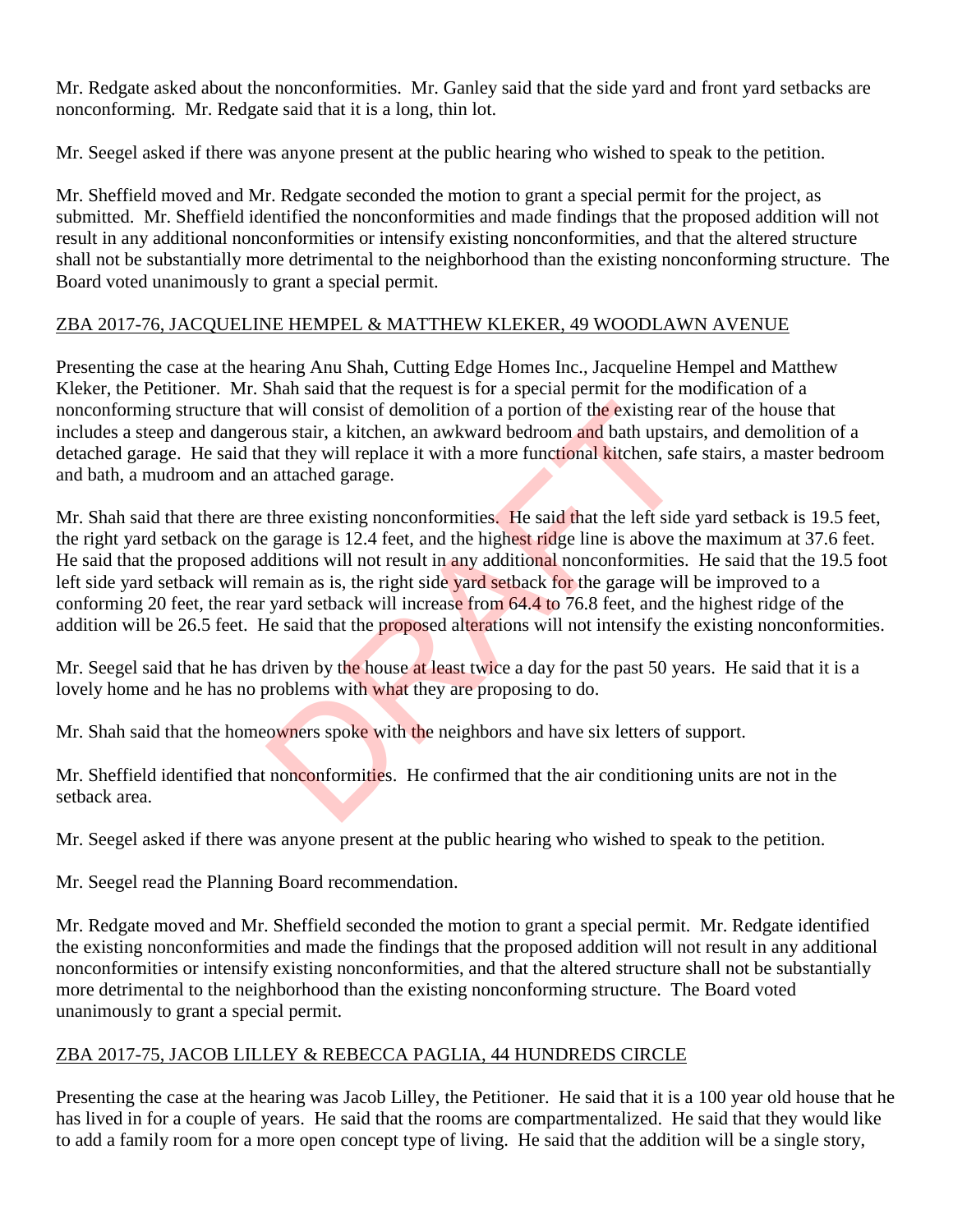Mr. Redgate asked about the nonconformities. Mr. Ganley said that the side yard and front yard setbacks are nonconforming. Mr. Redgate said that it is a long, thin lot.

Mr. Seegel asked if there was anyone present at the public hearing who wished to speak to the petition.

Mr. Sheffield moved and Mr. Redgate seconded the motion to grant a special permit for the project, as submitted. Mr. Sheffield identified the nonconformities and made findings that the proposed addition will not result in any additional nonconformities or intensify existing nonconformities, and that the altered structure shall not be substantially more detrimental to the neighborhood than the existing nonconforming structure. The Board voted unanimously to grant a special permit.

ZBA 2017-76, JACQUELINE HEMPEL & MATTHEW KLEKER, 49 WOODLAWN AVENUE

Presenting the case at the hearing Anu Shah, Cutting Edge Homes Inc., Jacqueline Hempel and Matthew Kleker, the Petitioner. Mr. Shah said that the request is for a special permit for the modification of a nonconforming structure that will consist of demolition of a portion of the existing rear of the house that includes a steep and dangerous stair, a kitchen, an awkward bedroom and bath upstairs, and demolition of a detached garage. He said that they will replace it with a more functional kitchen, safe stairs, a master bedroom and bath, a mudroom and an attached garage.

Mr. Shah said that there are three existing nonconformities. He said that the left side yard setback is 19.5 feet, the right yard setback on the garage is 12.4 feet, and the highest ridge line is above the maximum at 37.6 feet. He said that the proposed additions will not result in any additional nonconformities. He said that the 19.5 foot left side yard setback will remain as is, the right side yard setback for the garage will be improved to a conforming 20 feet, the rear yard setback will increase from 64.4 to 76.8 feet, and the highest ridge of the addition will be 26.5 feet. He said that the proposed alterations will not intensify the existing nonconformities.

Mr. Seegel said that he has driven by the house at least twice a day for the past 50 years. He said that it is a lovely home and he has no problems with what they are proposing to do.

Mr. Shah said that the homeowners spoke with the neighbors and have six letters of support.

Mr. Sheffield identified that nonconformities. He confirmed that the air conditioning units are not in the setback area.

Mr. Seegel asked if there was anyone present at the public hearing who wished to speak to the petition.

Mr. Seegel read the Planning Board recommendation.

Mr. Redgate moved and Mr. Sheffield seconded the motion to grant a special permit. Mr. Redgate identified the existing nonconformities and made the findings that the proposed addition will not result in any additional nonconformities or intensify existing nonconformities, and that the altered structure shall not be substantially more detrimental to the neighborhood than the existing nonconforming structure. The Board voted unanimously to grant a special permit.

ZBA 2017-75, JACOB LILLEY & REBECCA PAGLIA, 44 HUNDREDS CIRCLE

Presenting the case at the hearing was Jacob Lilley, the Petitioner. He said that it is a 100 year old house that he has lived in for a couple of years. He said that the rooms are compartmentalized. He said that they would like to add a family room for a more open concept type of living. He said that the addition will be a single story,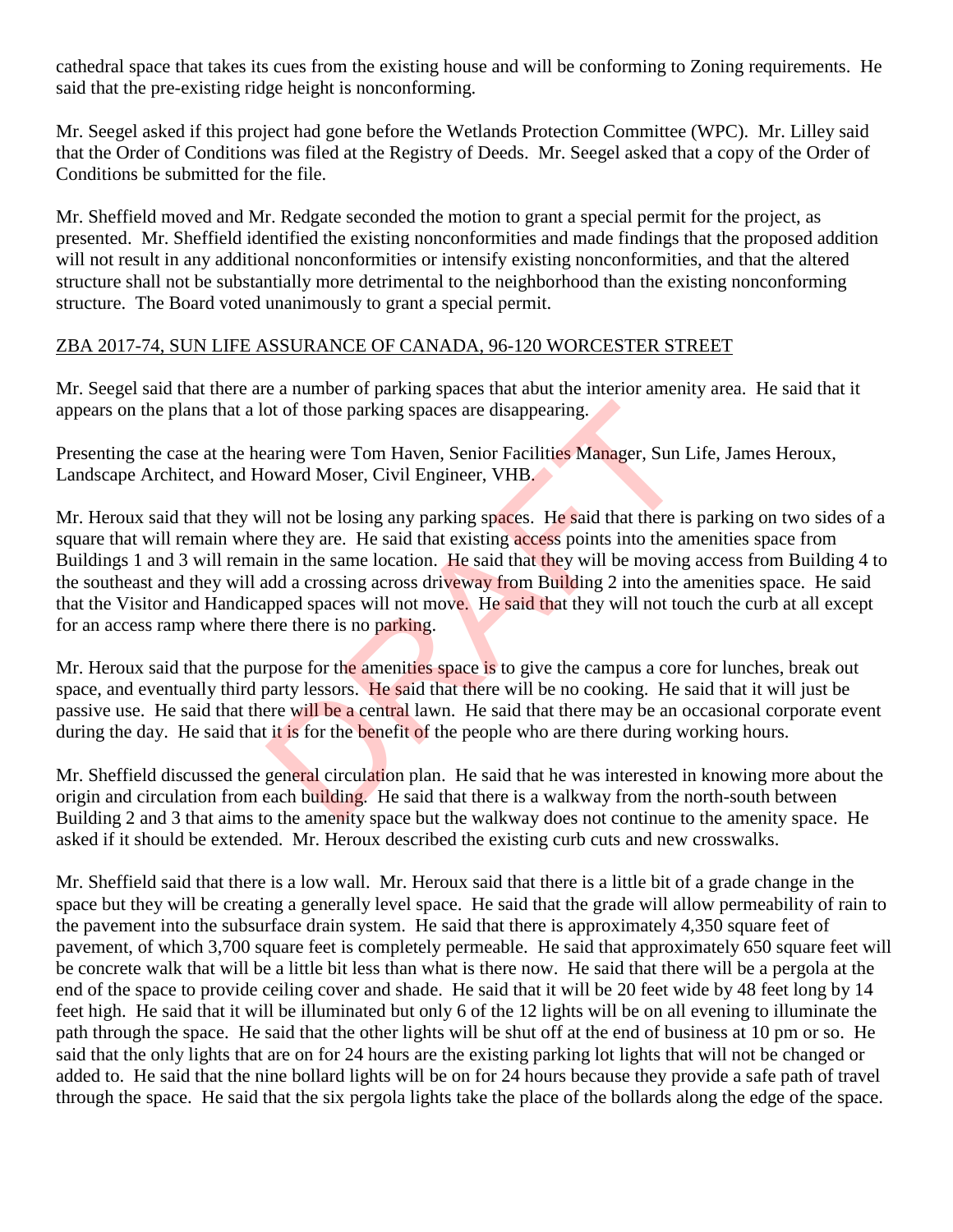cathedral space that takes its cues from the existing house and will be conforming to Zoning requirements. He said that the pre-existing ridge height is nonconforming.

Mr. Seegel asked if this project had gone before the Wetlands Protection Committee (WPC). Mr. Lilley said that the Order of Conditions was filed at the Registry of Deeds. Mr. Seegel asked that a copy of the Order of Conditions be submitted for the file.

Mr. Sheffield moved and Mr. Redgate seconded the motion to grant a special permit for the project, as presented. Mr. Sheffield identified the existing nonconformities and made findings that the proposed addition will not result in any additional nonconformities or intensify existing nonconformities, and that the altered structure shall not be substantially more detrimental to the neighborhood than the existing nonconforming structure. The Board voted unanimously to grant a special permit.

ZBA 2017-74, SUN LIFE ASSURANCE OF CANADA, 96-120 WORCESTER STREET

Mr. Seegel said that there are a number of parking spaces that abut the interior amenity area. He said that it appears on the plans that a lot of those parking spaces are disappearing.

Presenting the case at the hearing were Tom Haven, Senior Facilities Manager, Sun Life, James Heroux, Landscape Architect, and Howard Moser, Civil Engineer, VHB.

Mr. Heroux said that they will not be losing any parking spaces. He said that there is parking on two sides of a square that will remain where they are. He said that existing access points into the amenities space from Buildings 1 and 3 will remain in the same location. He said that they will be moving access from Building 4 to the southeast and they will add a crossing across driveway from Building 2 into the amenities space. He said that the Visitor and Handicapped spaces will not move. He said that they will not touch the curb at all except for an access ramp where there there is no parking.

Mr. Heroux said that the purpose for the amenities space is to give the campus a core for lunches, break out space, and eventually third party lessors. He said that there will be no cooking. He said that it will just be passive use. He said that there will be a central lawn. He said that there may be an occasional corporate event during the day. He said that it is for the benefit of the people who are there during working hours.

Mr. Sheffield discussed the general circulation plan. He said that he was interested in knowing more about the origin and circulation from each building. He said that there is a walkway from the north-south between Building 2 and 3 that aims to the amenity space but the walkway does not continue to the amenity space. He asked if it should be extended. Mr. Heroux described the existing curb cuts and new crosswalks.

Mr. Sheffield said that there is a low wall. Mr. Heroux said that there is a little bit of a grade change in the space but they will be creating a generally level space. He said that the grade will allow permeability of rain to the pavement into the subsurface drain system. He said that there is approximately 4,350 square feet of pavement, of which 3,700 square feet is completely permeable. He said that approximately 650 square feet will be concrete walk that will be a little bit less than what is there now. He said that there will be a pergola at the end of the space to provide ceiling cover and shade. He said that it will be 20 feet wide by 48 feet long by 14 feet high. He said that it will be illuminated but only 6 of the 12 lights will be on all evening to illuminate the path through the space. He said that the other lights will be shut off at the end of business at 10 pm or so. He said that the only lights that are on for 24 hours are the existing parking lot lights that will not be changed or added to. He said that the nine bollard lights will be on for 24 hours because they provide a safe path of travel through the space. He said that the six pergola lights take the place of the bollards along the edge of the space.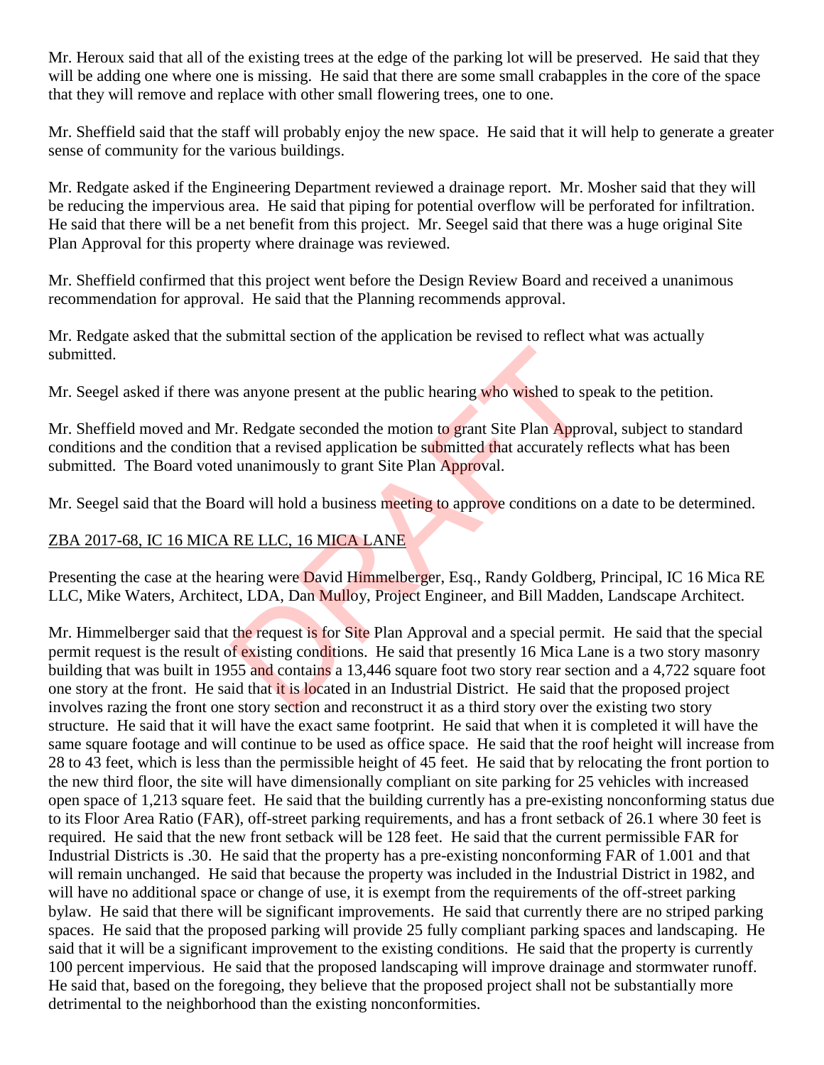Mr. Heroux said that all of the existing trees at the edge of the parking lot will be preserved. He said that they will be adding one where one is missing. He said that there are some small crabapples in the core of the space that they will remove and replace with other small flowering trees, one to one.

Mr. Sheffield said that the staff will probably enjoy the new space. He said that it will help to generate a greater sense of community for the various buildings.

Mr. Redgate asked if the Engineering Department reviewed a drainage report. Mr. Mosher said that they will be reducing the impervious area. He said that piping for potential overflow will be perforated for infiltration. He said that there will be a net benefit from this project. Mr. Seegel said that there was a huge original Site Plan Approval for this property where drainage was reviewed.

Mr. Sheffield confirmed that this project went before the Design Review Board and received a unanimous recommendation for approval. He said that the Planning recommends approval.

Mr. Redgate asked that the submittal section of the application be revised to reflect what was actually submitted.

Mr. Seegel asked if there was anyone present at the public hearing who wished to speak to the petition.

Mr. Sheffield moved and Mr. Redgate seconded the motion to grant Site Plan Approval, subject to standard conditions and the condition that a revised application be submitted that accurately reflects what has been submitted. The Board voted unanimously to grant Site Plan Approval.

Mr. Seegel said that the Board will hold a business meeting to approve conditions on a date to be determined.

ZBA 2017-68, IC 16 MICA RE LLC, 16 MICA LANE

Presenting the case at the hearing were David Himmelberger, Esq., Randy Goldberg, Principal, IC 16 Mica RE LLC, Mike Waters, Architect, LDA, Dan Mulloy, Project Engineer, and Bill Madden, Landscape Architect.

Mr. Himmelberger said that the request is for Site Plan Approval and a special permit. He said that the special permit request is the result of existing conditions. He said that presently 16 Mica Lane is a two story masonry building that was built in 1955 and contains a 13,446 square foot two story rear section and a 4,722 square foot one story at the front. He said that it is located in an Industrial District. He said that the proposed project involves razing the front one story section and reconstruct it as a third story over the existing two story structure. He said that it will have the exact same footprint. He said that when it is completed it will have the same square footage and will continue to be used as office space. He said that the roof height will increase from 28 to 43 feet, which is less than the permissible height of 45 feet. He said that by relocating the front portion to the new third floor, the site will have dimensionally compliant on site parking for 25 vehicles with increased open space of 1,213 square feet. He said that the building currently has a pre-existing nonconforming status due to its Floor Area Ratio (FAR), off-street parking requirements, and has a front setback of 26.1 where 30 feet is required. He said that the new front setback will be 128 feet. He said that the current permissible FAR for Industrial Districts is .30. He said that the property has a pre-existing nonconforming FAR of 1.001 and that will remain unchanged. He said that because the property was included in the Industrial District in 1982, and will have no additional space or change of use, it is exempt from the requirements of the off-street parking bylaw. He said that there will be significant improvements. He said that currently there are no striped parking spaces. He said that the proposed parking will provide 25 fully compliant parking spaces and landscaping. He said that it will be a significant improvement to the existing conditions. He said that the property is currently 100 percent impervious. He said that the proposed landscaping will improve drainage and stormwater runoff. He said that, based on the foregoing, they believe that the proposed project shall not be substantially more detrimental to the neighborhood than the existing nonconformities.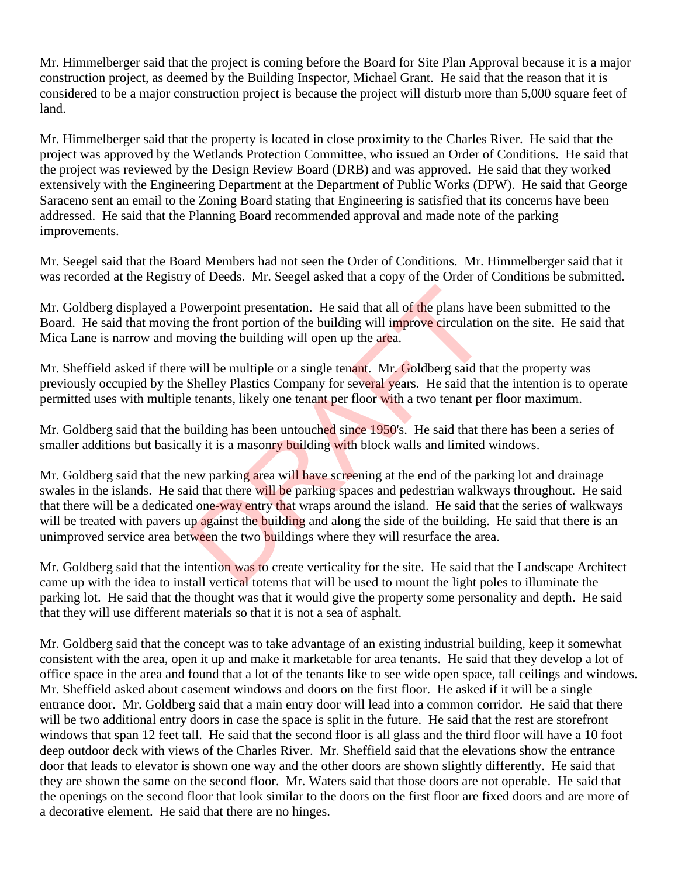Mr. Himmelberger said that the project is coming before the Board for Site Plan Approval because it is a major construction project, as deemed by the Building Inspector, Michael Grant. He said that the reason that it is considered to be a major construction project is because the project will disturb more than 5,000 square feet of land.

Mr. Himmelberger said that the property is located in close proximity to the Charles River. He said that the project was approved by the Wetlands Protection Committee, who issued an Order of Conditions. He said that the project was reviewed by the Design Review Board (DRB) and was approved. He said that they worked extensively with the Engineering Department at the Department of Public Works (DPW). He said that George Saraceno sent an email to the Zoning Board stating that Engineering is satisfied that its concerns have been addressed. He said that the Planning Board recommended approval and made note of the parking improvements.

Mr. Seegel said that the Board Members had not seen the Order of Conditions. Mr. Himmelberger said that it was recorded at the Registry of Deeds. Mr. Seegel asked that a copy of the Order of Conditions be submitted.

Mr. Goldberg displayed a Powerpoint presentation. He said that all of the plans have been submitted to the Board. He said that moving the front portion of the building will improve circulation on the site. He said that Mica Lane is narrow and moving the building will open up the area.

Mr. Sheffield asked if there will be multiple or a single tenant. Mr. Goldberg said that the property was previously occupied by the Shelley Plastics Company for several years. He said that the intention is to operate permitted uses with multiple tenants, likely one tenant per floor with a two tenant per floor maximum.

Mr. Goldberg said that the building has been untouched since 1950's. He said that there has been a series of smaller additions but basically it is a masonry building with block walls and limited windows.

Mr. Goldberg said that the new parking area will have screening at the end of the parking lot and drainage swales in the islands. He said that there will be parking spaces and pedestrian walkways throughout. He said that there will be a dedicated one-way entry that wraps around the island. He said that the series of walkways will be treated with pavers up against the building and along the side of the building. He said that there is an unimproved service area between the two buildings where they will resurface the area.

Mr. Goldberg said that the intention was to create verticality for the site. He said that the Landscape Architect came up with the idea to install vertical totems that will be used to mount the light poles to illuminate the parking lot. He said that the thought was that it would give the property some personality and depth. He said that they will use different materials so that it is not a sea of asphalt.

Mr. Goldberg said that the concept was to take advantage of an existing industrial building, keep it somewhat consistent with the area, open it up and make it marketable for area tenants. He said that they develop a lot of office space in the area and found that a lot of the tenants like to see wide open space, tall ceilings and windows. Mr. Sheffield asked about casement windows and doors on the first floor. He asked if it will be a single entrance door. Mr. Goldberg said that a main entry door will lead into a common corridor. He said that there will be two additional entry doors in case the space is split in the future. He said that the rest are storefront windows that span 12 feet tall. He said that the second floor is all glass and the third floor will have a 10 foot deep outdoor deck with views of the Charles River. Mr. Sheffield said that the elevations show the entrance door that leads to elevator is shown one way and the other doors are shown slightly differently. He said that they are shown the same on the second floor. Mr. Waters said that those doors are not operable. He said that the openings on the second floor that look similar to the doors on the first floor are fixed doors and are more of a decorative element. He said that there are no hinges.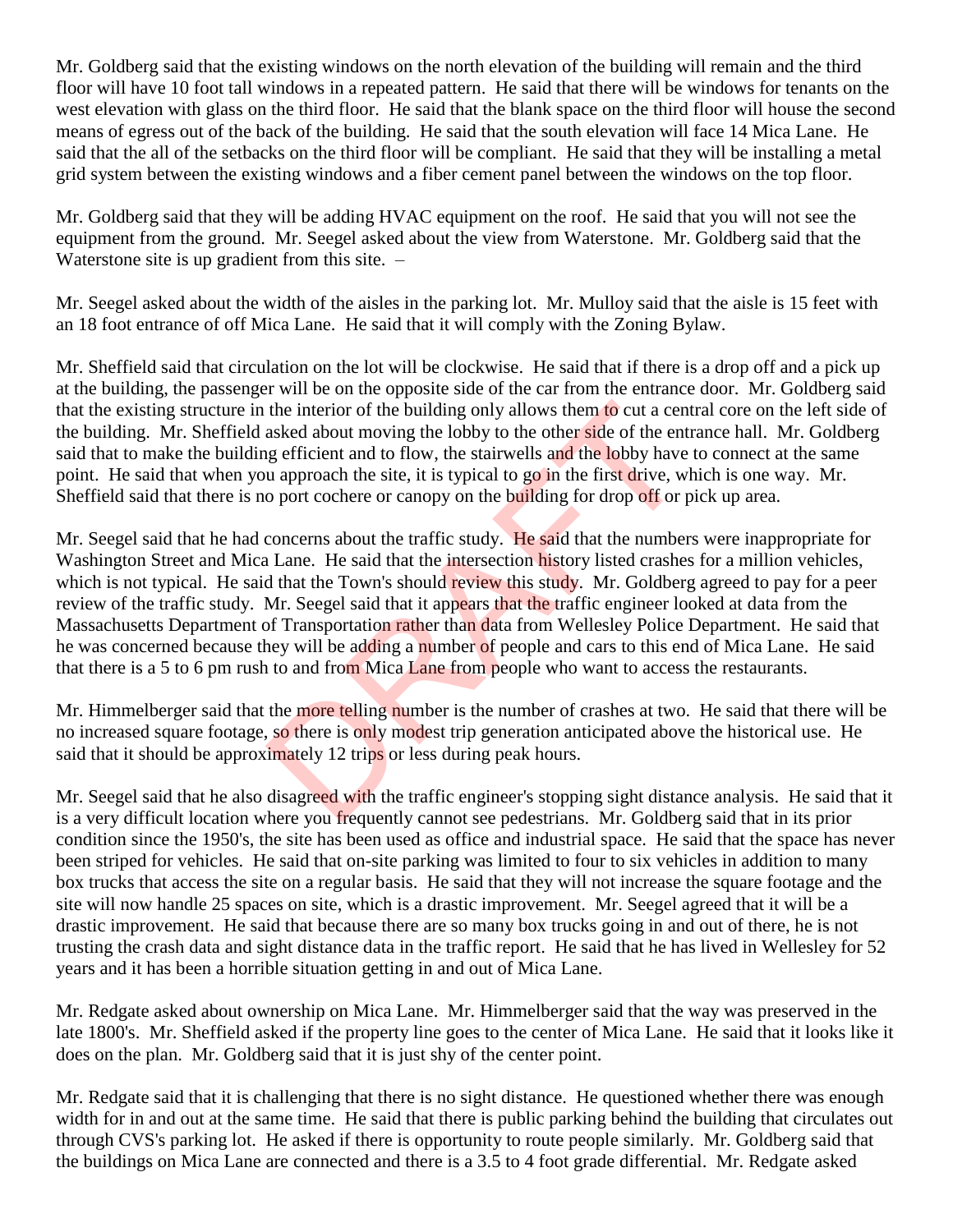Mr. Goldberg said that the existing windows on the north elevation of the building will remain and the third floor will have 10 foot tall windows in a repeated pattern. He said that there will be windows for tenants on the west elevation with glass on the third floor. He said that the blank space on the third floor will house the second means of egress out of the back of the building. He said that the south elevation will face 14 Mica Lane. He said that the all of the setbacks on the third floor will be compliant. He said that they will be installing a metal grid system between the existing windows and a fiber cement panel between the windows on the top floor.

Mr. Goldberg said that they will be adding HVAC equipment on the roof. He said that you will not see the equipment from the ground. Mr. Seegel asked about the view from Waterstone. Mr. Goldberg said that the Waterstone site is up gradient from this site. –

Mr. Seegel asked about the width of the aisles in the parking lot. Mr. Mulloy said that the aisle is 15 feet with an 18 foot entrance of off Mica Lane. He said that it will comply with the Zoning Bylaw.

Mr. Sheffield said that circulation on the lot will be clockwise. He said that if there is a drop off and a pick up at the building, the passenger will be on the opposite side of the car from the entrance door. Mr. Goldberg said that the existing structure in the interior of the building only allows them to cut a central core on the left side of the building. Mr. Sheffield asked about moving the lobby to the other side of the entrance hall. Mr. Goldberg said that to make the building efficient and to flow, the stairwells and the lobby have to connect at the same point. He said that when you approach the site, it is typical to go in the first drive, which is one way. Mr. Sheffield said that there is no port cochere or canopy on the building for drop off or pick up area.

Mr. Seegel said that he had concerns about the traffic study. He said that the numbers were inappropriate for Washington Street and Mica Lane. He said that the intersection history listed crashes for a million vehicles, which is not typical. He said that the Town's should review this study. Mr. Goldberg agreed to pay for a peer review of the traffic study. Mr. Seegel said that it appears that the traffic engineer looked at data from the Massachusetts Department of Transportation rather than data from Wellesley Police Department. He said that he was concerned because they will be adding a number of people and cars to this end of Mica Lane. He said that there is a 5 to 6 pm rush to and from Mica Lane from people who want to access the restaurants.

Mr. Himmelberger said that the more telling number is the number of crashes at two. He said that there will be no increased square footage, so there is only modest trip generation anticipated above the historical use. He said that it should be approximately 12 trips or less during peak hours.

Mr. Seegel said that he also disagreed with the traffic engineer's stopping sight distance analysis. He said that it is a very difficult location where you frequently cannot see pedestrians. Mr. Goldberg said that in its prior condition since the 1950's, the site has been used as office and industrial space. He said that the space has never been striped for vehicles. He said that on-site parking was limited to four to six vehicles in addition to many box trucks that access the site on a regular basis. He said that they will not increase the square footage and the site will now handle 25 spaces on site, which is a drastic improvement. Mr. Seegel agreed that it will be a drastic improvement. He said that because there are so many box trucks going in and out of there, he is not trusting the crash data and sight distance data in the traffic report. He said that he has lived in Wellesley for 52 years and it has been a horrible situation getting in and out of Mica Lane.

Mr. Redgate asked about ownership on Mica Lane. Mr. Himmelberger said that the way was preserved in the late 1800's. Mr. Sheffield asked if the property line goes to the center of Mica Lane. He said that it looks like it does on the plan. Mr. Goldberg said that it is just shy of the center point.

Mr. Redgate said that it is challenging that there is no sight distance. He questioned whether there was enough width for in and out at the same time. He said that there is public parking behind the building that circulates out through CVS's parking lot. He asked if there is opportunity to route people similarly. Mr. Goldberg said that the buildings on Mica Lane are connected and there is a 3.5 to 4 foot grade differential. Mr. Redgate asked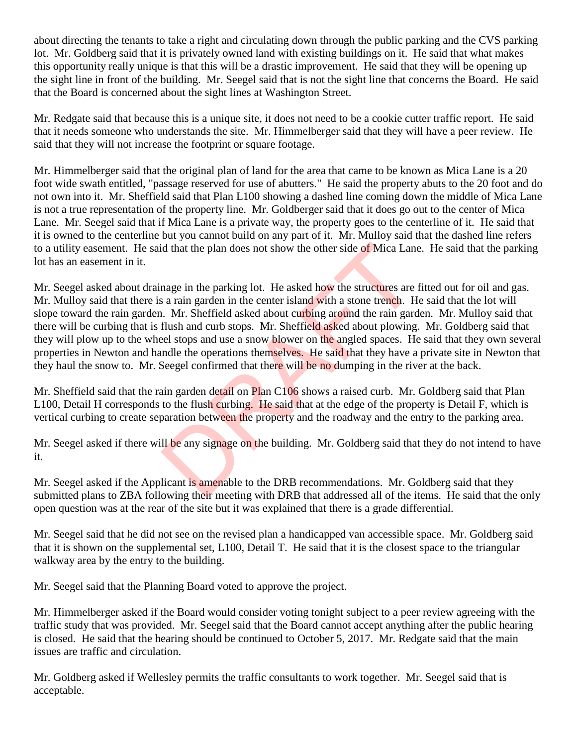about directing the tenants to take a right and circulating down through the public parking and the CVS parking lot. Mr. Goldberg said that it is privately owned land with existing buildings on it. He said that what makes this opportunity really unique is that this will be a drastic improvement. He said that they will be opening up the sight line in front of the building. Mr. Seegel said that is not the sight line that concerns the Board. He said that the Board is concerned about the sight lines at Washington Street.

Mr. Redgate said that because this is a unique site, it does not need to be a cookie cutter traffic report. He said that it needs someone who understands the site. Mr. Himmelberger said that they will have a peer review. He said that they will not increase the footprint or square footage.

Mr. Himmelberger said that the original plan of land for the area that came to be known as Mica Lane is a 20 foot wide swath entitled, "passage reserved for use of abutters." He said the property abuts to the 20 foot and do not own into it. Mr. Sheffield said that Plan L100 showing a dashed line coming down the middle of Mica Lane is not a true representation of the property line. Mr. Goldberger said that it does go out to the center of Mica Lane. Mr. Seegel said that if Mica Lane is a private way, the property goes to the centerline of it. He said that it is owned to the centerline but you cannot build on any part of it. Mr. Mulloy said that the dashed line refers to a utility easement. He said that the plan does not show the other side of Mica Lane. He said that the parking lot has an easement in it.

Mr. Seegel asked about drainage in the parking lot. He asked how the structures are fitted out for oil and gas. Mr. Mulloy said that there is a rain garden in the center island with a stone trench. He said that the lot will slope toward the rain garden. Mr. Sheffield asked about curbing around the rain garden. Mr. Mulloy said that there will be curbing that is flush and curb stops. Mr. Sheffield asked about plowing. Mr. Goldberg said that they will plow up to the wheel stops and use a snow blower on the angled spaces. He said that they own several properties in Newton and handle the operations themselves. He said that they have a private site in Newton that they haul the snow to. Mr. Seegel confirmed that there will be no dumping in the river at the back.

Mr. Sheffield said that the rain garden detail on Plan C106 shows a raised curb. Mr. Goldberg said that Plan L100, Detail H corresponds to the flush curbing. He said that at the edge of the property is Detail F, which is vertical curbing to create separation between the property and the roadway and the entry to the parking area.

Mr. Seegel asked if there will be any signage on the building. Mr. Goldberg said that they do not intend to have it.

Mr. Seegel asked if the Applicant is amenable to the DRB recommendations. Mr. Goldberg said that they submitted plans to ZBA following their meeting with DRB that addressed all of the items. He said that the only open question was at the rear of the site but it was explained that there is a grade differential.

Mr. Seegel said that he did not see on the revised plan a handicapped van accessible space. Mr. Goldberg said that it is shown on the supplemental set, L100, Detail T. He said that it is the closest space to the triangular walkway area by the entry to the building.

Mr. Seegel said that the Planning Board voted to approve the project.

Mr. Himmelberger asked if the Board would consider voting tonight subject to a peer review agreeing with the traffic study that was provided. Mr. Seegel said that the Board cannot accept anything after the public hearing is closed. He said that the hearing should be continued to October 5, 2017. Mr. Redgate said that the main issues are traffic and circulation.

Mr. Goldberg asked if Wellesley permits the traffic consultants to work together. Mr. Seegel said that is acceptable.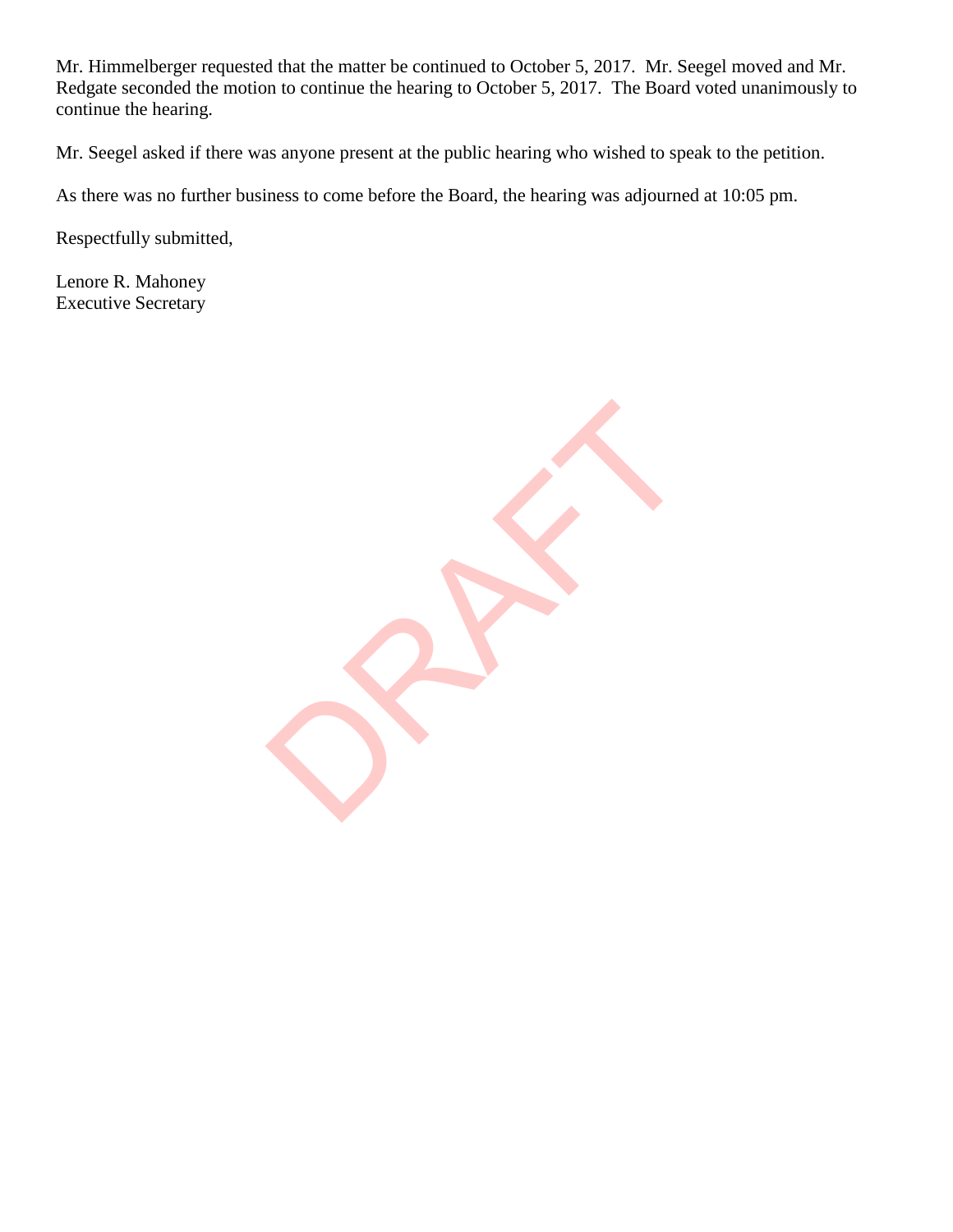Mr. Himmelberger requested that the matter be continued to October 5, 2017. Mr. Seegel moved and Mr. Redgate seconded the motion to continue the hearing to October 5, 2017. The Board voted unanimously to continue the hearing.

Mr. Seegel asked if there was anyone present at the public hearing who wished to speak to the petition.

As there was no further business to come before the Board, the hearing was adjourned at 10:05 pm.

Respectfully submitted,

Lenore R. Mahoney
Executive Secretary

DRAFT